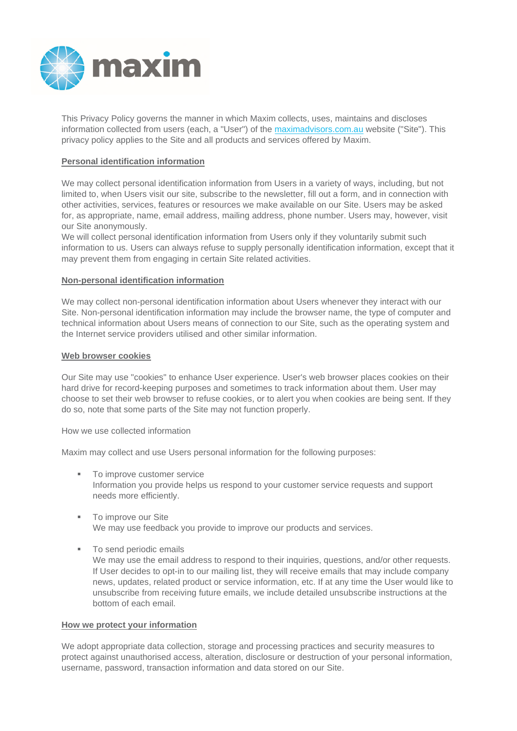This Privacy Policy governs the manner in which Maxim collects, uses, maintains and discloses information collected from users (each, a "User") of the [maximadvisors.com.au](http://maximadvisors.com.au) website ("Site"). This privacy policy applies to the Site and all products and services offered by Maxim.

## Personal identification information

We may collect personal identification information from Users in a variety of ways, including, but not limited to, when Users visit our site, subscribe to the newsletter, fill out a form, and in connection with other activities, services, features or resources we make available on our Site. Users may be asked for, as appropriate, name, email address, mailing address, phone number. Users may, however, visit our Site anonymously.
We will collect personal identification information from Users only if they voluntarily submit such information to us. Users can always refuse to supply personally identification information, except that it may prevent them from engaging in certain Site related activities.

## Non-personal identification information

We may collect non-personal identification information about Users whenever they interact with our Site. Non-personal identification information may include the browser name, the type of computer and technical information about Users means of connection to our Site, such as the operating system and the Internet service providers utilised and other similar information.

## Web browser cookies

Our Site may use "cookies" to enhance User experience. User's web browser places cookies on their hard drive for record-keeping purposes and sometimes to track information about them. User may choose to set their web browser to refuse cookies, or to alert you when cookies are being sent. If they do so, note that some parts of the Site may not function properly.

How we use collected information

Maxim may collect and use Users personal information for the following purposes:

- To improve customer service
  Information you provide helps us respond to your customer service requests and support needs more efficiently.

- To improve our Site
  We may use feedback you provide to improve our products and services.

- To send periodic emails
  We may use the email address to respond to their inquiries, questions, and/or other requests. If User decides to opt-in to our mailing list, they will receive emails that may include company news, updates, related product or service information, etc. If at any time the User would like to unsubscribe from receiving future emails, we include detailed unsubscribe instructions at the bottom of each email.

## How we protect your information

We adopt appropriate data collection, storage and processing practices and security measures to protect against unauthorised access, alteration, disclosure or destruction of your personal information, username, password, transaction information and data stored on our Site.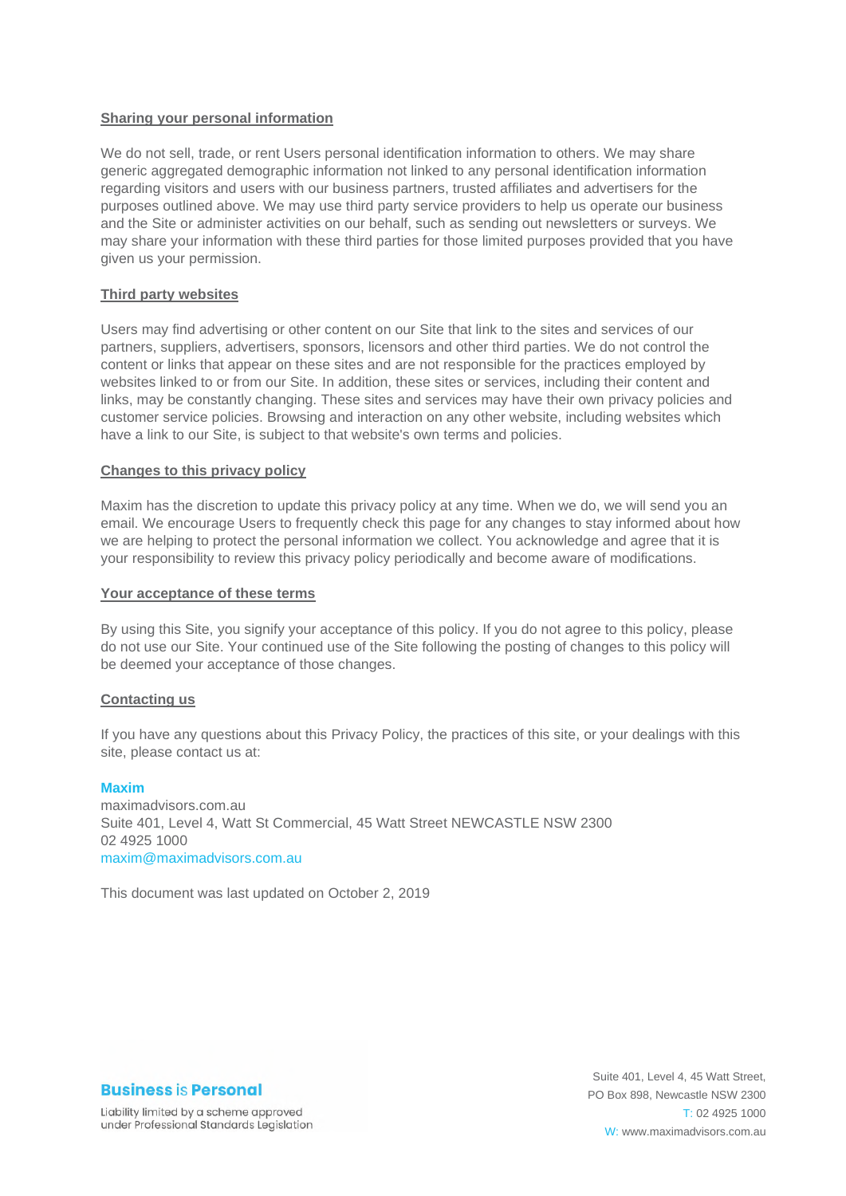## Sharing your personal information

We do not sell, trade, or rent Users personal identification information to others. We may share generic aggregated demographic information not linked to any personal identification information regarding visitors and users with our business partners, trusted affiliates and advertisers for the purposes outlined above. We may use third party service providers to help us operate our business and the Site or administer activities on our behalf, such as sending out newsletters or surveys. We may share your information with these third parties for those limited purposes provided that you have given us your permission.

## Third party websites

Users may find advertising or other content on our Site that link to the sites and services of our partners, suppliers, advertisers, sponsors, licensors and other third parties. We do not control the content or links that appear on these sites and are not responsible for the practices employed by websites linked to or from our Site. In addition, these sites or services, including their content and links, may be constantly changing. These sites and services may have their own privacy policies and customer service policies. Browsing and interaction on any other website, including websites which have a link to our Site, is subject to that website's own terms and policies.

## Changes to this privacy policy

Maxim has the discretion to update this privacy policy at any time. When we do, we will send you an email. We encourage Users to frequently check this page for any changes to stay informed about how we are helping to protect the personal information we collect. You acknowledge and agree that it is your responsibility to review this privacy policy periodically and become aware of modifications.

## Your acceptance of these terms

By using this Site, you signify your acceptance of this policy. If you do not agree to this policy, please do not use our Site. Your continued use of the Site following the posting of changes to this policy will be deemed your acceptance of those changes.

## Contacting us

If you have any questions about this Privacy Policy, the practices of this site, or your dealings with this site, please contact us at:

**Maxim**
maximadvisors.com.au
Suite 401, Level 4, Watt St Commercial, 45 Watt Street NEWCASTLE NSW 2300
02 4925 1000
maxim@maximadvisors.com.au

This document was last updated on October 2, 2019